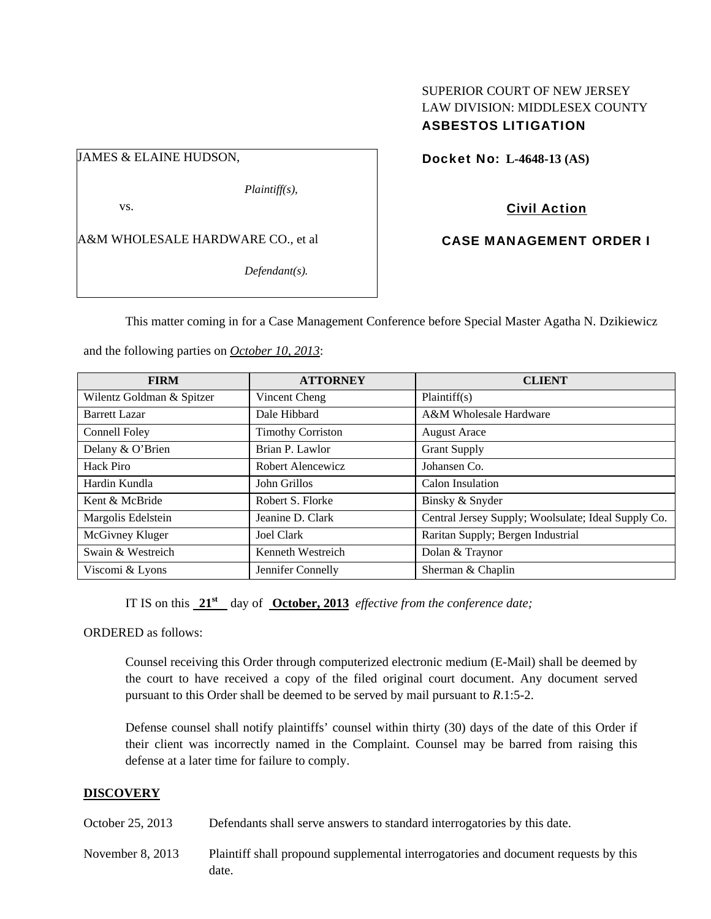SUPERIOR COURT OF NEW JERSEY
LAW DIVISION: MIDDLESEX COUNTY
**ASBESTOS LITIGATION**

JAMES & ELAINE HUDSON,

*Plaintiff(s),*

vs.

A&M WHOLESALE HARDWARE CO., et al

*Defendant(s).*

**Docket No: L-4648-13 (AS)**

**Civil Action**

**CASE MANAGEMENT ORDER I**

This matter coming in for a Case Management Conference before Special Master Agatha N. Dzikiewicz and the following parties on *October 10, 2013*:

| FIRM | ATTORNEY | CLIENT |
|---|---|---|
| Wilentz Goldman & Spitzer | Vincent Cheng | Plaintiff(s) |
| Barrett Lazar | Dale Hibbard | A&M Wholesale Hardware |
| Connell Foley | Timothy Corriston | August Arace |
| Delany & O'Brien | Brian P. Lawlor | Grant Supply |
| Hack Piro | Robert Alencewicz | Johansen Co. |
| Hardin Kundla | John Grillos | Calon Insulation |
| Kent & McBride | Robert S. Florke | Binsky & Snyder |
| Margolis Edelstein | Jeanine D. Clark | Central Jersey Supply; Woolsulate; Ideal Supply Co. |
| McGivney Kluger | Joel Clark | Raritan Supply; Bergen Industrial |
| Swain & Westreich | Kenneth Westreich | Dolan & Traynor |
| Viscomi & Lyons | Jennifer Connelly | Sherman & Chaplin |

IT IS on this **21st** day of **October, 2013** *effective from the conference date;*

ORDERED as follows:

Counsel receiving this Order through computerized electronic medium (E-Mail) shall be deemed by the court to have received a copy of the filed original court document. Any document served pursuant to this Order shall be deemed to be served by mail pursuant to *R*.1:5-2.

Defense counsel shall notify plaintiffs' counsel within thirty (30) days of the date of this Order if their client was incorrectly named in the Complaint. Counsel may be barred from raising this defense at a later time for failure to comply.

## DISCOVERY

October 25, 2013 Defendants shall serve answers to standard interrogatories by this date.

November 8, 2013 Plaintiff shall propound supplemental interrogatories and document requests by this date.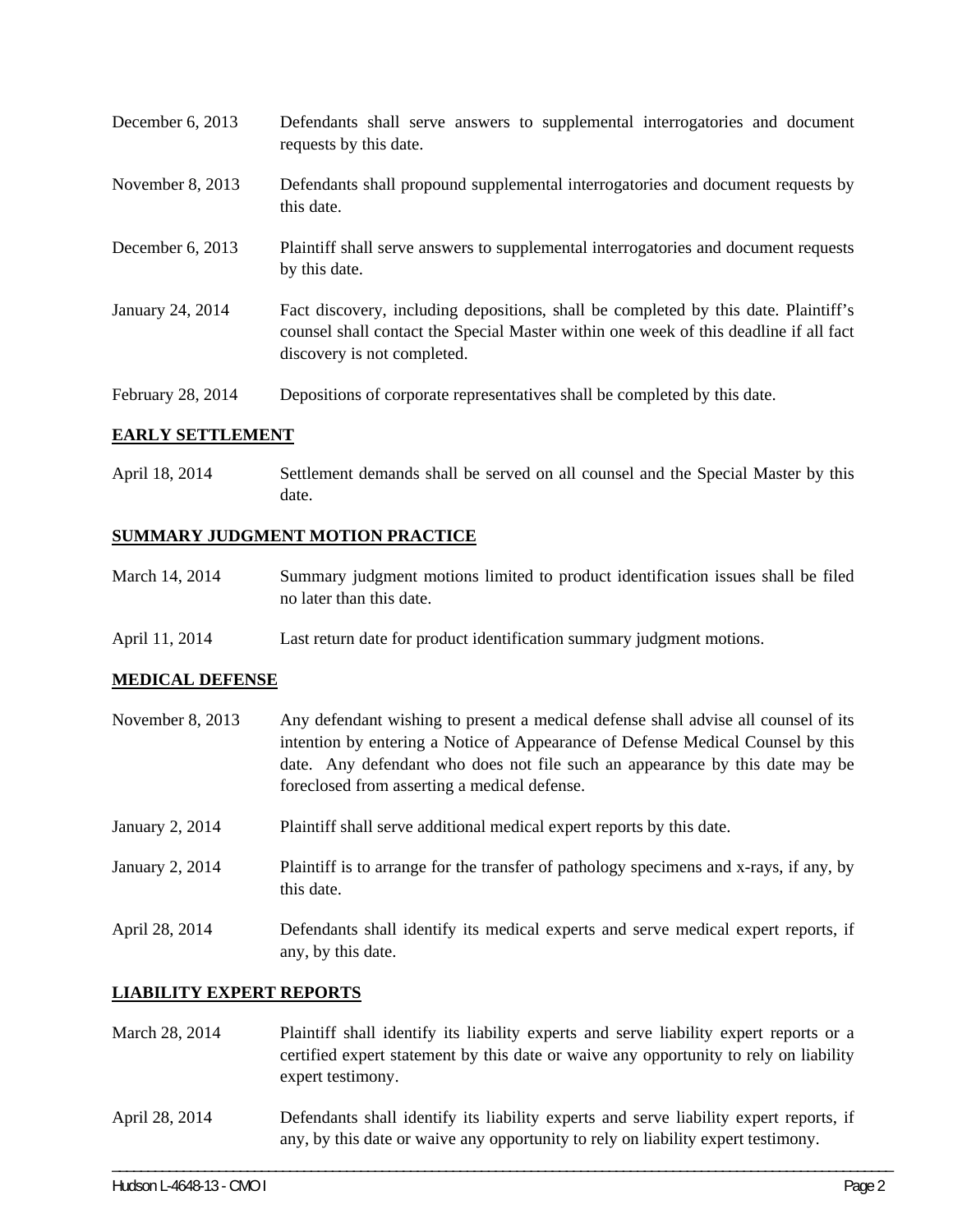| | |
|---|---|
| December 6, 2013 | Defendants shall serve answers to supplemental interrogatories and document requests by this date. |
| November 8, 2013 | Defendants shall propound supplemental interrogatories and document requests by this date. |
| December 6, 2013 | Plaintiff shall serve answers to supplemental interrogatories and document requests by this date. |
| January 24, 2014 | Fact discovery, including depositions, shall be completed by this date. Plaintiff's counsel shall contact the Special Master within one week of this deadline if all fact discovery is not completed. |
| February 28, 2014 | Depositions of corporate representatives shall be completed by this date. |

**EARLY SETTLEMENT**

| | |
|---|---|
| April 18, 2014 | Settlement demands shall be served on all counsel and the Special Master by this date. |

**SUMMARY JUDGMENT MOTION PRACTICE**

| | |
|---|---|
| March 14, 2014 | Summary judgment motions limited to product identification issues shall be filed no later than this date. |
| April 11, 2014 | Last return date for product identification summary judgment motions. |

**MEDICAL DEFENSE**

| | |
|---|---|
| November 8, 2013 | Any defendant wishing to present a medical defense shall advise all counsel of its intention by entering a Notice of Appearance of Defense Medical Counsel by this date. Any defendant who does not file such an appearance by this date may be foreclosed from asserting a medical defense. |
| January 2, 2014 | Plaintiff shall serve additional medical expert reports by this date. |
| January 2, 2014 | Plaintiff is to arrange for the transfer of pathology specimens and x-rays, if any, by this date. |
| April 28, 2014 | Defendants shall identify its medical experts and serve medical expert reports, if any, by this date. |

**LIABILITY EXPERT REPORTS**

| | |
|---|---|
| March 28, 2014 | Plaintiff shall identify its liability experts and serve liability expert reports or a certified expert statement by this date or waive any opportunity to rely on liability expert testimony. |
| April 28, 2014 | Defendants shall identify its liability experts and serve liability expert reports, if any, by this date or waive any opportunity to rely on liability expert testimony. |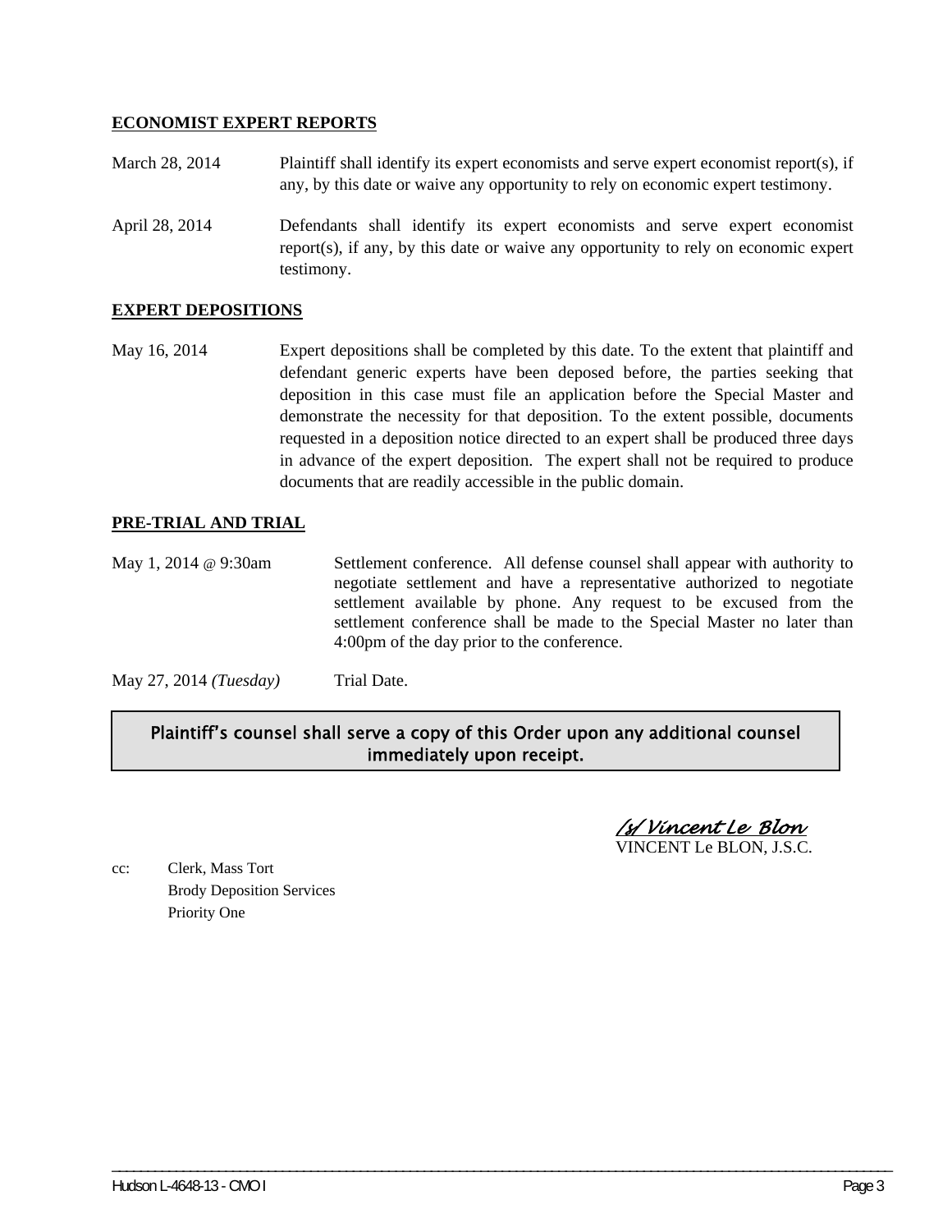**ECONOMIST EXPERT REPORTS**

| | |
|---|---|
| March 28, 2014 | Plaintiff shall identify its expert economists and serve expert economist report(s), if any, by this date or waive any opportunity to rely on economic expert testimony. |
| April 28, 2014 | Defendants shall identify its expert economists and serve expert economist report(s), if any, by this date or waive any opportunity to rely on economic expert testimony. |

**EXPERT DEPOSITIONS**

| | |
|---|---|
| May 16, 2014 | Expert depositions shall be completed by this date. To the extent that plaintiff and defendant generic experts have been deposed before, the parties seeking that deposition in this case must file an application before the Special Master and demonstrate the necessity for that deposition. To the extent possible, documents requested in a deposition notice directed to an expert shall be produced three days in advance of the expert deposition. The expert shall not be required to produce documents that are readily accessible in the public domain. |

**PRE-TRIAL AND TRIAL**

| | |
|---|---|
| May 1, 2014 @ 9:30am | Settlement conference. All defense counsel shall appear with authority to negotiate settlement and have a representative authorized to negotiate settlement available by phone. Any request to be excused from the settlement conference shall be made to the Special Master no later than 4:00pm of the day prior to the conference. |
| May 27, 2014 *(Tuesday)* | Trial Date. |

**Plaintiff's counsel shall serve a copy of this Order upon any additional counsel immediately upon receipt.**

*/s/ Vincent Le Blon*
VINCENT Le BLON, J.S.C.

cc: Clerk, Mass Tort
Brody Deposition Services
Priority One